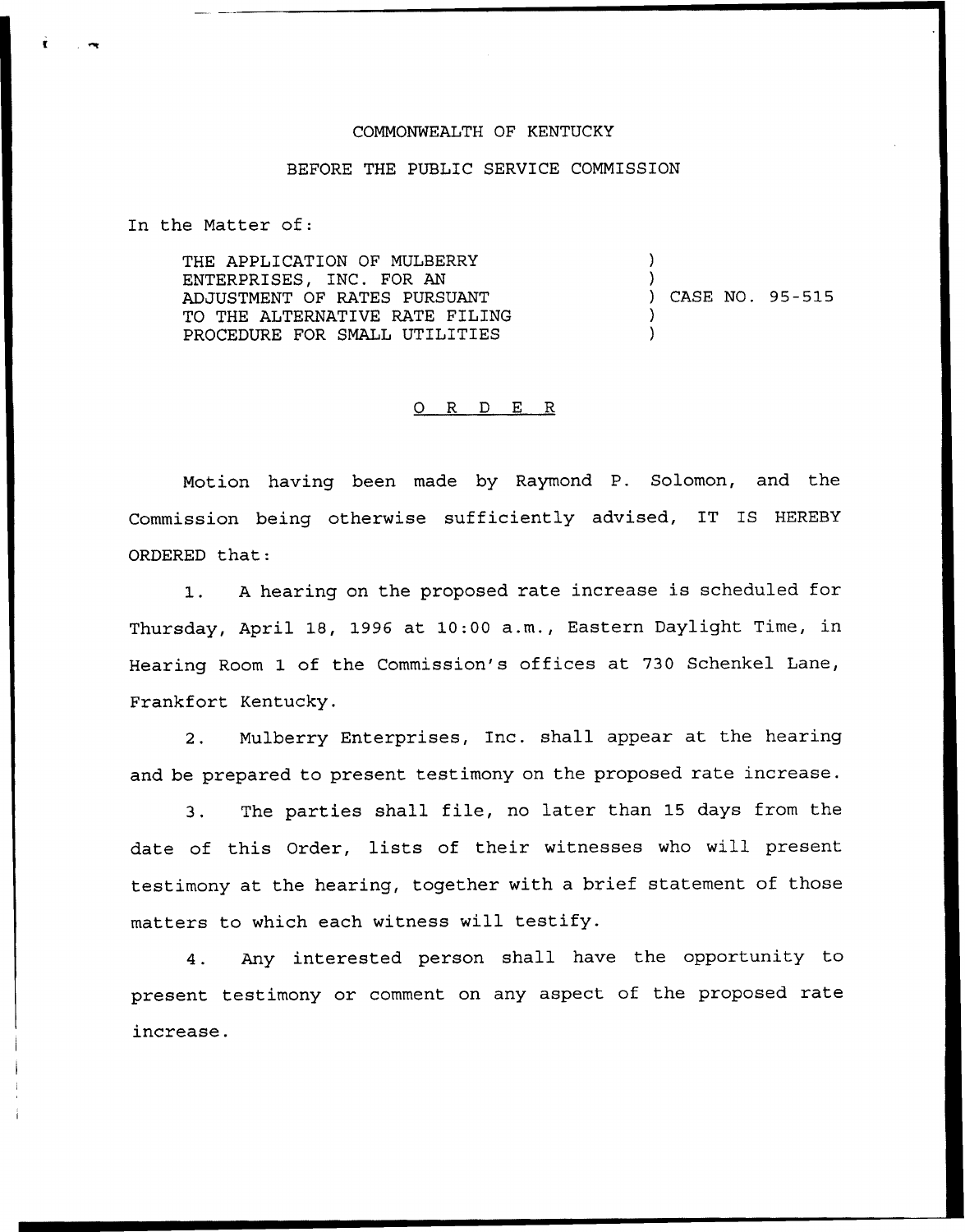COMMONWEALTH OF KENTUCKY

BEFORE THE PUBLIC SERVICE COMMISSION

In the Matter of:

THE APPLICATION OF MULBERRY ENTERPRISES, INC. FOR AN ADJUSTMENT OF RATES PURSUANT TO THE ALTERNATIVE RATE FILING PROCEDURE FOR SMALL UTILITIES ) CASE NO. 95-515

## O R D E R

Motion having been made by Raymond P. Solomon, and the Commission being otherwise sufficiently advised, IT IS HEREBY ORDERED that:

1. A hearing on the proposed rate increase is scheduled for Thursday, April 18, 1996 at 10:00 a.m., Eastern Daylight Time, in Hearing Room 1 of the Commission's offices at 730 Schenkel Lane, Frankfort Kentucky.

2. Mulberry Enterprises, Inc. shall appear at the hearing and be prepared to present testimony on the proposed rate increase.

3. The parties shall file, no later than 15 days from the date of this Order, lists of their witnesses who will present testimony at the hearing, together with a brief statement of those matters to which each witness will testify.

4. Any interested person shall have the opportunity to present testimony or comment on any aspect of the proposed rate increase.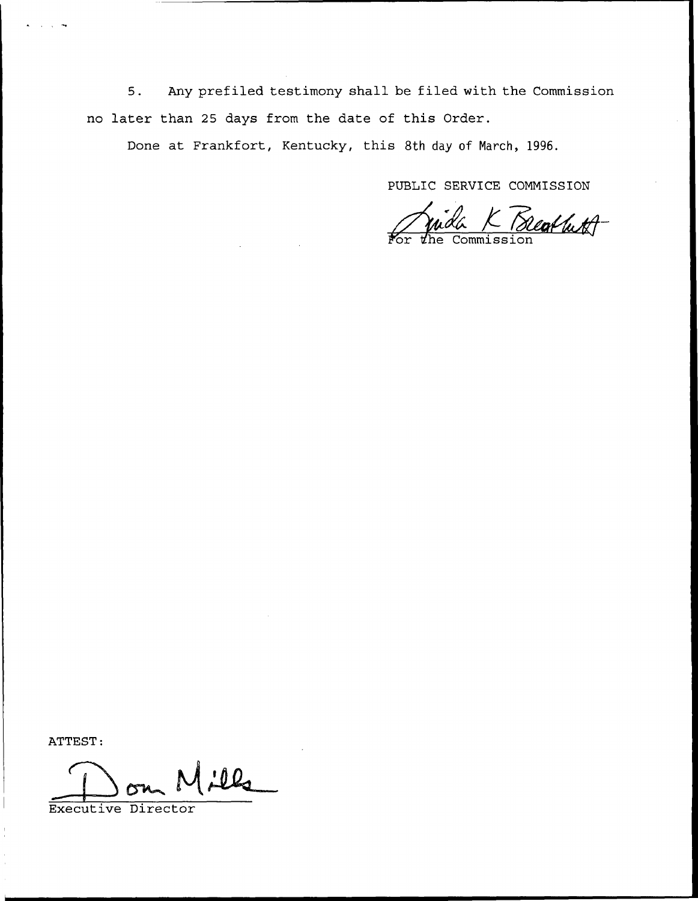5. Any prefiled testimony shall be filed with the Commission no later than 25 days from the date of this Order.

Done at Frankfort, Kentucky, this 8th day of March, 1996.

PUBLIC SERVICE COMMISSION

For the Commission

ATTEST:

Executive Director